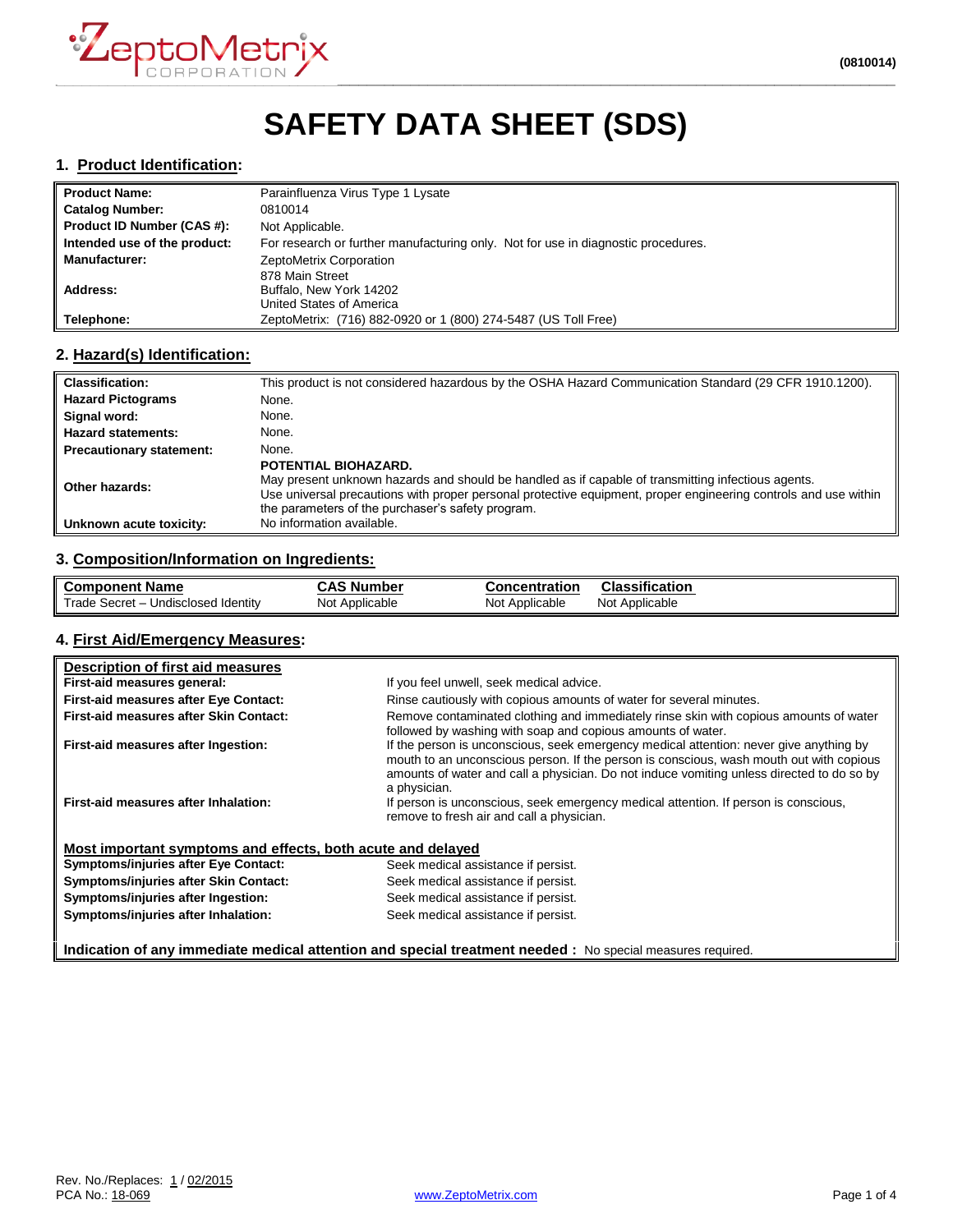# SAFETY DATA SHEET (SDS)

## 1. Product Identification:

| | |
|---|---|
| **Product Name:** | Parainfluenza Virus Type 1 Lysate |
| **Catalog Number:** | 0810014 |
| **Product ID Number (CAS #):** | Not Applicable. |
| **Intended use of the product:** | For research or further manufacturing only. Not for use in diagnostic procedures. |
| **Manufacturer:** | ZeptoMetrix Corporation |
| **Address:** | 878 Main Street<br>Buffalo, New York 14202<br>United States of America |
| **Telephone:** | ZeptoMetrix: (716) 882-0920 or 1 (800) 274-5487 (US Toll Free) |

## 2. Hazard(s) Identification:

| | |
|---|---|
| **Classification:** | This product is not considered hazardous by the OSHA Hazard Communication Standard (29 CFR 1910.1200). |
| **Hazard Pictograms** | None. |
| **Signal word:** | None. |
| **Hazard statements:** | None. |
| **Precautionary statement:** | None. |
| **Other hazards:** | **POTENTIAL BIOHAZARD.**<br>May present unknown hazards and should be handled as if capable of transmitting infectious agents.<br>Use universal precautions with proper personal protective equipment, proper engineering controls and use within the parameters of the purchaser's safety program. |
| **Unknown acute toxicity:** | No information available. |

## 3. Composition/Information on Ingredients:

| Component Name | CAS Number | Concentration | Classification |
|---|---|---|---|
| Trade Secret – Undisclosed Identity | Not Applicable | Not Applicable | Not Applicable |

## 4. First Aid/Emergency Measures:

**Description of first aid measures**

| | |
|---|---|
| **First-aid measures general:** | If you feel unwell, seek medical advice. |
| **First-aid measures after Eye Contact:** | Rinse cautiously with copious amounts of water for several minutes. |
| **First-aid measures after Skin Contact:** | Remove contaminated clothing and immediately rinse skin with copious amounts of water followed by washing with soap and copious amounts of water. |
| **First-aid measures after Ingestion:** | If the person is unconscious, seek emergency medical attention: never give anything by mouth to an unconscious person. If the person is conscious, wash mouth out with copious amounts of water and call a physician. Do not induce vomiting unless directed to do so by a physician. |
| **First-aid measures after Inhalation:** | If person is unconscious, seek emergency medical attention. If person is conscious, remove to fresh air and call a physician. |

**Most important symptoms and effects, both acute and delayed**

| | |
|---|---|
| **Symptoms/injuries after Eye Contact:** | Seek medical assistance if persist. |
| **Symptoms/injuries after Skin Contact:** | Seek medical assistance if persist. |
| **Symptoms/injuries after Ingestion:** | Seek medical assistance if persist. |
| **Symptoms/injuries after Inhalation:** | Seek medical assistance if persist. |

**Indication of any immediate medical attention and special treatment needed :** No special measures required.

Rev. No./Replaces: 1 / 02/2015
PCA No.: 18-069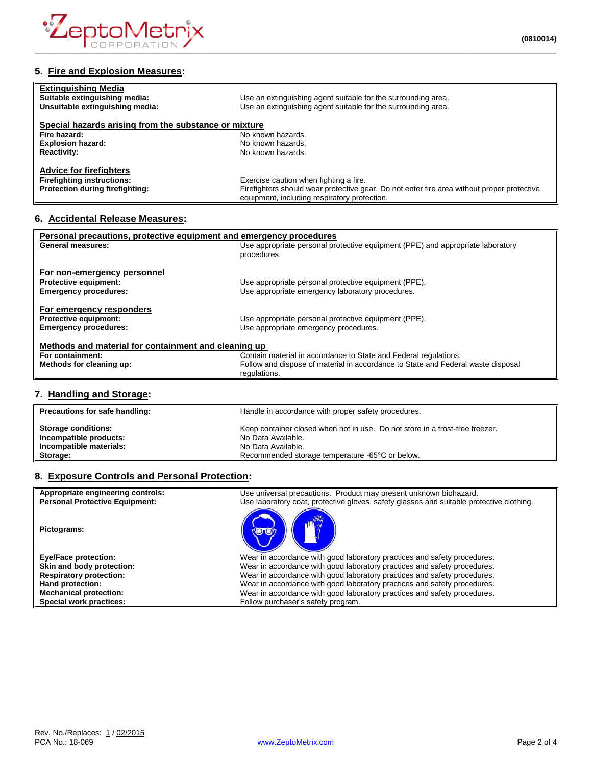## 5. Fire and Explosion Measures:

| | |
|---|---|
| **Extinguishing Media** | |
| **Suitable extinguishing media:** | Use an extinguishing agent suitable for the surrounding area. |
| **Unsuitable extinguishing media:** | Use an extinguishing agent suitable for the surrounding area. |
| **Special hazards arising from the substance or mixture** | |
| **Fire hazard:** | No known hazards. |
| **Explosion hazard:** | No known hazards. |
| **Reactivity:** | No known hazards. |
| **Advice for firefighters** | |
| **Firefighting instructions:** | Exercise caution when fighting a fire. |
| **Protection during firefighting:** | Firefighters should wear protective gear. Do not enter fire area without proper protective equipment, including respiratory protection. |

## 6. Accidental Release Measures:

| | |
|---|---|
| **Personal precautions, protective equipment and emergency procedures** | |
| **General measures:** | Use appropriate personal protective equipment (PPE) and appropriate laboratory procedures. |
| **For non-emergency personnel** | |
| **Protective equipment:** | Use appropriate personal protective equipment (PPE). |
| **Emergency procedures:** | Use appropriate emergency laboratory procedures. |
| **For emergency responders** | |
| **Protective equipment:** | Use appropriate personal protective equipment (PPE). |
| **Emergency procedures:** | Use appropriate emergency procedures. |
| **Methods and material for containment and cleaning up** | |
| **For containment:** | Contain material in accordance to State and Federal regulations. |
| **Methods for cleaning up:** | Follow and dispose of material in accordance to State and Federal waste disposal regulations. |

## 7. Handling and Storage:

| | |
|---|---|
| **Precautions for safe handling:** | Handle in accordance with proper safety procedures. |
| **Storage conditions:** | Keep container closed when not in use. Do not store in a frost-free freezer. |
| **Incompatible products:** | No Data Available. |
| **Incompatible materials:** | No Data Available. |
| **Storage:** | Recommended storage temperature -65°C or below. |

## 8. Exposure Controls and Personal Protection:

| | |
|---|---|
| **Appropriate engineering controls:** | Use universal precautions. Product may present unknown biohazard. |
| **Personal Protective Equipment:** | Use laboratory coat, protective gloves, safety glasses and suitable protective clothing. |
| **Pictograms:** | |
| **Eye/Face protection:** | Wear in accordance with good laboratory practices and safety procedures. |
| **Skin and body protection:** | Wear in accordance with good laboratory practices and safety procedures. |
| **Respiratory protection:** | Wear in accordance with good laboratory practices and safety procedures. |
| **Hand protection:** | Wear in accordance with good laboratory practices and safety procedures. |
| **Mechanical protection:** | Wear in accordance with good laboratory practices and safety procedures. |
| **Special work practices:** | Follow purchaser's safety program. |

Rev. No./Replaces: 1 / 02/2015
PCA No.: 18-069

www.ZeptoMetrix.com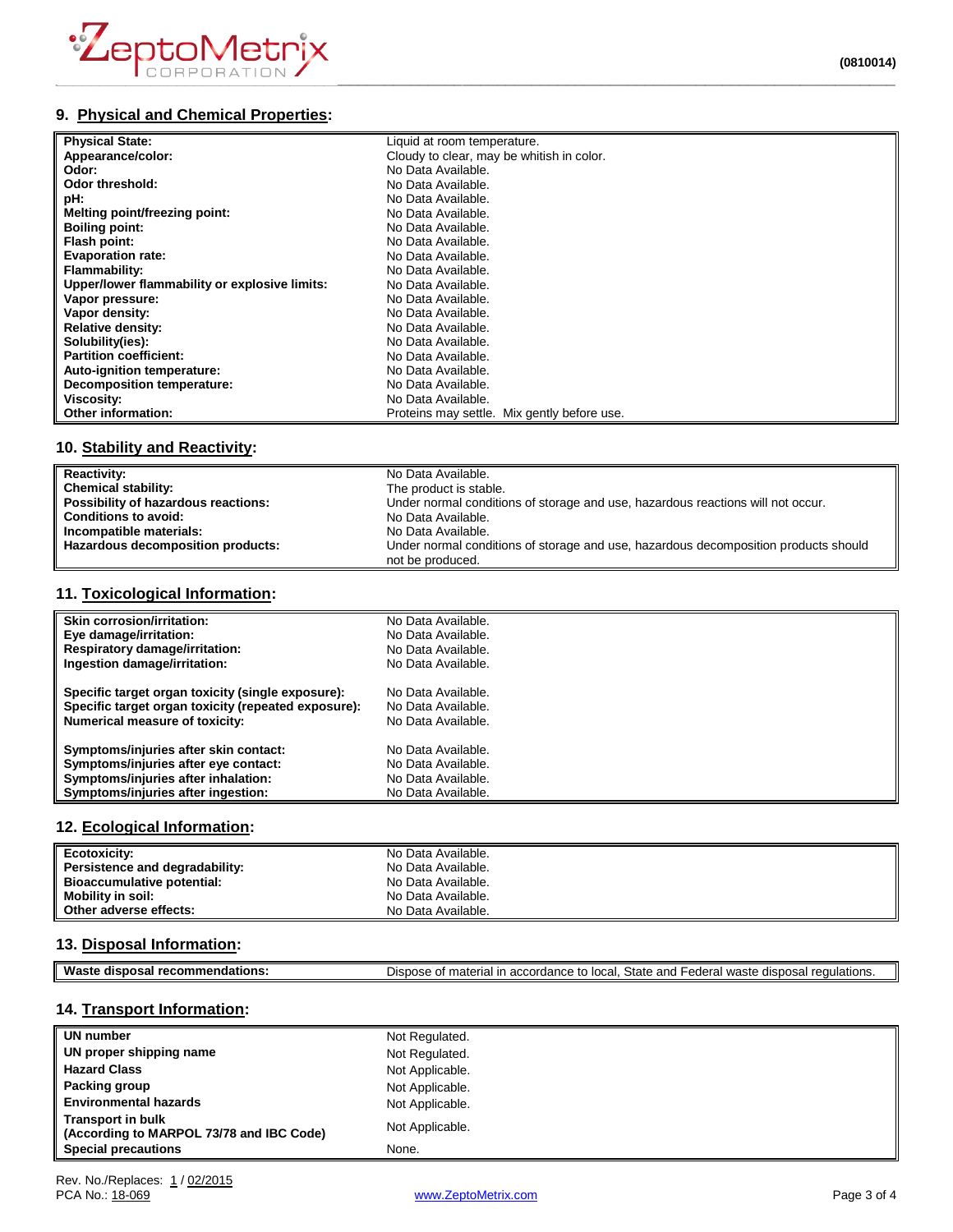## 9. Physical and Chemical Properties:

| | |
|---|---|
| **Physical State:** | Liquid at room temperature. |
| **Appearance/color:** | Cloudy to clear, may be whitish in color. |
| **Odor:** | No Data Available. |
| **Odor threshold:** | No Data Available. |
| **pH:** | No Data Available. |
| **Melting point/freezing point:** | No Data Available. |
| **Boiling point:** | No Data Available. |
| **Flash point:** | No Data Available. |
| **Evaporation rate:** | No Data Available. |
| **Flammability:** | No Data Available. |
| **Upper/lower flammability or explosive limits:** | No Data Available. |
| **Vapor pressure:** | No Data Available. |
| **Vapor density:** | No Data Available. |
| **Relative density:** | No Data Available. |
| **Solubility(ies):** | No Data Available. |
| **Partition coefficient:** | No Data Available. |
| **Auto-ignition temperature:** | No Data Available. |
| **Decomposition temperature:** | No Data Available. |
| **Viscosity:** | No Data Available. |
| **Other information:** | Proteins may settle. Mix gently before use. |

## 10. Stability and Reactivity:

| | |
|---|---|
| **Reactivity:** | No Data Available. |
| **Chemical stability:** | The product is stable. |
| **Possibility of hazardous reactions:** | Under normal conditions of storage and use, hazardous reactions will not occur. |
| **Conditions to avoid:** | No Data Available. |
| **Incompatible materials:** | No Data Available. |
| **Hazardous decomposition products:** | Under normal conditions of storage and use, hazardous decomposition products should not be produced. |

## 11. Toxicological Information:

| | |
|---|---|
| **Skin corrosion/irritation:** | No Data Available. |
| **Eye damage/irritation:** | No Data Available. |
| **Respiratory damage/irritation:** | No Data Available. |
| **Ingestion damage/irritation:** | No Data Available. |
| **Specific target organ toxicity (single exposure):** | No Data Available. |
| **Specific target organ toxicity (repeated exposure):** | No Data Available. |
| **Numerical measure of toxicity:** | No Data Available. |
| **Symptoms/injuries after skin contact:** | No Data Available. |
| **Symptoms/injuries after eye contact:** | No Data Available. |
| **Symptoms/injuries after inhalation:** | No Data Available. |
| **Symptoms/injuries after ingestion:** | No Data Available. |

## 12. Ecological Information:

| | |
|---|---|
| **Ecotoxicity:** | No Data Available. |
| **Persistence and degradability:** | No Data Available. |
| **Bioaccumulative potential:** | No Data Available. |
| **Mobility in soil:** | No Data Available. |
| **Other adverse effects:** | No Data Available. |

## 13. Disposal Information:

| | |
|---|---|
| **Waste disposal recommendations:** | Dispose of material in accordance to local, State and Federal waste disposal regulations. |

## 14. Transport Information:

| | |
|---|---|
| **UN number** | Not Regulated. |
| **UN proper shipping name** | Not Regulated. |
| **Hazard Class** | Not Applicable. |
| **Packing group** | Not Applicable. |
| **Environmental hazards** | Not Applicable. |
| **Transport in bulk (According to MARPOL 73/78 and IBC Code)** | Not Applicable. |
| **Special precautions** | None. |

Rev. No./Replaces: 1 / 02/2015
PCA No.: 18-069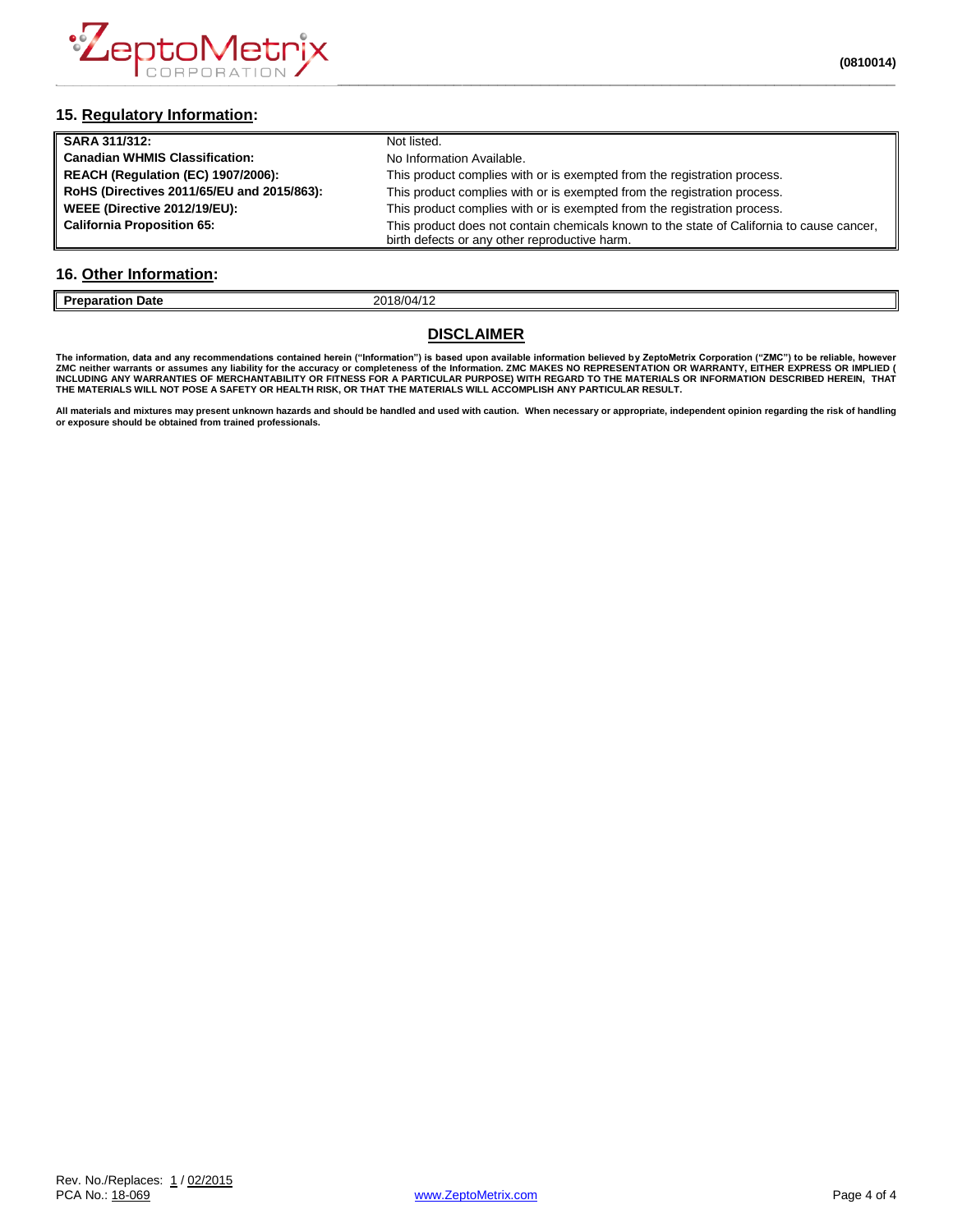## 15. Regulatory Information:

| | |
|---|---|
| **SARA 311/312:** | Not listed. |
| **Canadian WHMIS Classification:** | No Information Available. |
| **REACH (Regulation (EC) 1907/2006):** | This product complies with or is exempted from the registration process. |
| **RoHS (Directives 2011/65/EU and 2015/863):** | This product complies with or is exempted from the registration process. |
| **WEEE (Directive 2012/19/EU):** | This product complies with or is exempted from the registration process. |
| **California Proposition 65:** | This product does not contain chemicals known to the state of California to cause cancer, birth defects or any other reproductive harm. |

## 16. Other Information:

| | |
|---|---|
| **Preparation Date** | 2018/04/12 |

## DISCLAIMER

**The information, data and any recommendations contained herein ("Information") is based upon available information believed by ZeptoMetrix Corporation ("ZMC") to be reliable, however ZMC neither warrants or assumes any liability for the accuracy or completeness of the Information. ZMC MAKES NO REPRESENTATION OR WARRANTY, EITHER EXPRESS OR IMPLIED ( INCLUDING ANY WARRANTIES OF MERCHANTABILITY OR FITNESS FOR A PARTICULAR PURPOSE) WITH REGARD TO THE MATERIALS OR INFORMATION DESCRIBED HEREIN, THAT THE MATERIALS WILL NOT POSE A SAFETY OR HEALTH RISK, OR THAT THE MATERIALS WILL ACCOMPLISH ANY PARTICULAR RESULT.**

**All materials and mixtures may present unknown hazards and should be handled and used with caution. When necessary or appropriate, independent opinion regarding the risk of handling or exposure should be obtained from trained professionals.**

Rev. No./Replaces: 1 / 02/2015
PCA No.: 18-069